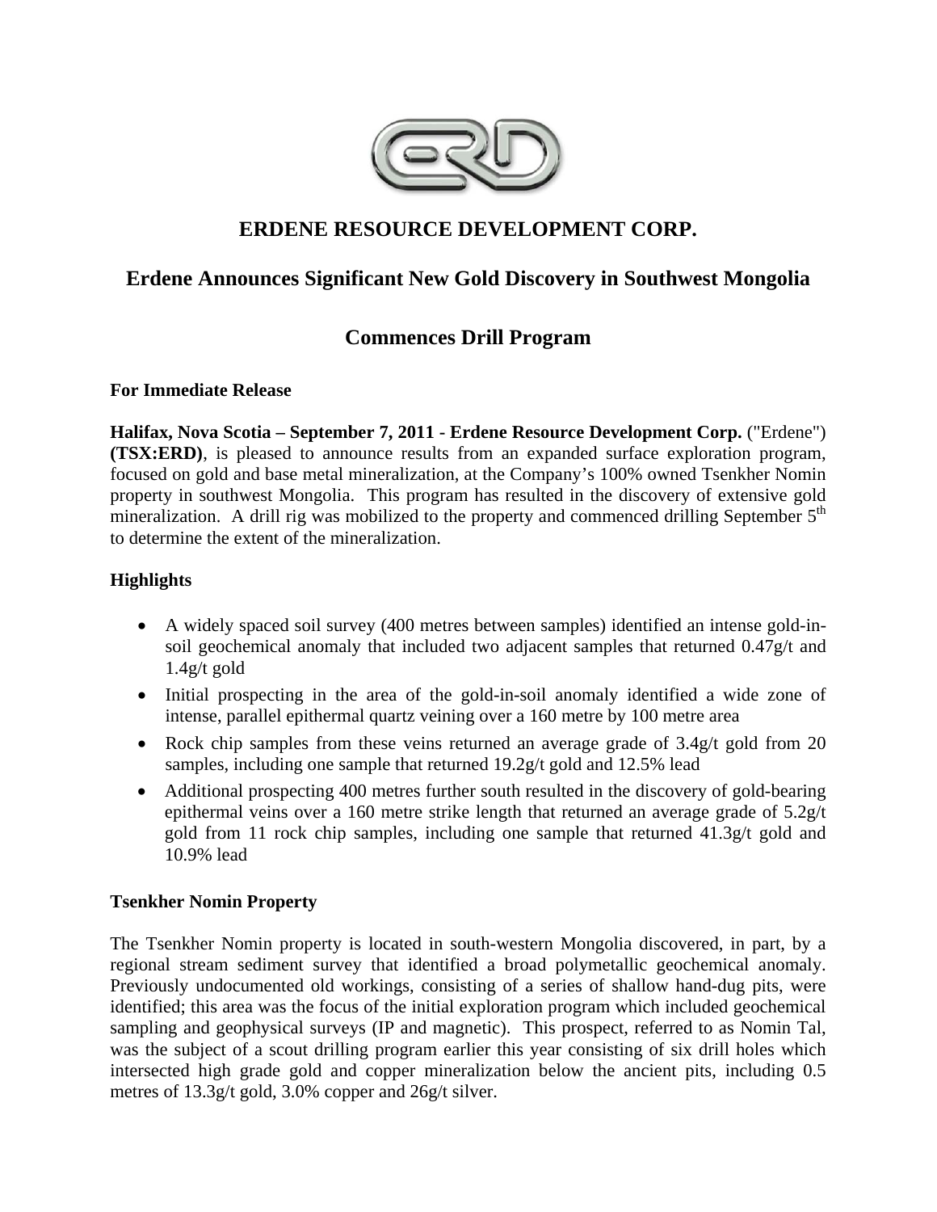# ERDENE RESOURCE DEVELOPMENT CORP.

## Erdene Announces Significant New Gold Discovery in Southwest Mongolia

## Commences Drill Program

**For Immediate Release**

**Halifax, Nova Scotia – September 7, 2011 - Erdene Resource Development Corp.** ("Erdene") **(TSX:ERD)**, is pleased to announce results from an expanded surface exploration program, focused on gold and base metal mineralization, at the Company's 100% owned Tsenkher Nomin property in southwest Mongolia. This program has resulted in the discovery of extensive gold mineralization. A drill rig was mobilized to the property and commenced drilling September 5th to determine the extent of the mineralization.

### Highlights

- A widely spaced soil survey (400 metres between samples) identified an intense gold-in-soil geochemical anomaly that included two adjacent samples that returned 0.47g/t and 1.4g/t gold
- Initial prospecting in the area of the gold-in-soil anomaly identified a wide zone of intense, parallel epithermal quartz veining over a 160 metre by 100 metre area
- Rock chip samples from these veins returned an average grade of 3.4g/t gold from 20 samples, including one sample that returned 19.2g/t gold and 12.5% lead
- Additional prospecting 400 metres further south resulted in the discovery of gold-bearing epithermal veins over a 160 metre strike length that returned an average grade of 5.2g/t gold from 11 rock chip samples, including one sample that returned 41.3g/t gold and 10.9% lead

### Tsenkher Nomin Property

The Tsenkher Nomin property is located in south-western Mongolia discovered, in part, by a regional stream sediment survey that identified a broad polymetallic geochemical anomaly. Previously undocumented old workings, consisting of a series of shallow hand-dug pits, were identified; this area was the focus of the initial exploration program which included geochemical sampling and geophysical surveys (IP and magnetic). This prospect, referred to as Nomin Tal, was the subject of a scout drilling program earlier this year consisting of six drill holes which intersected high grade gold and copper mineralization below the ancient pits, including 0.5 metres of 13.3g/t gold, 3.0% copper and 26g/t silver.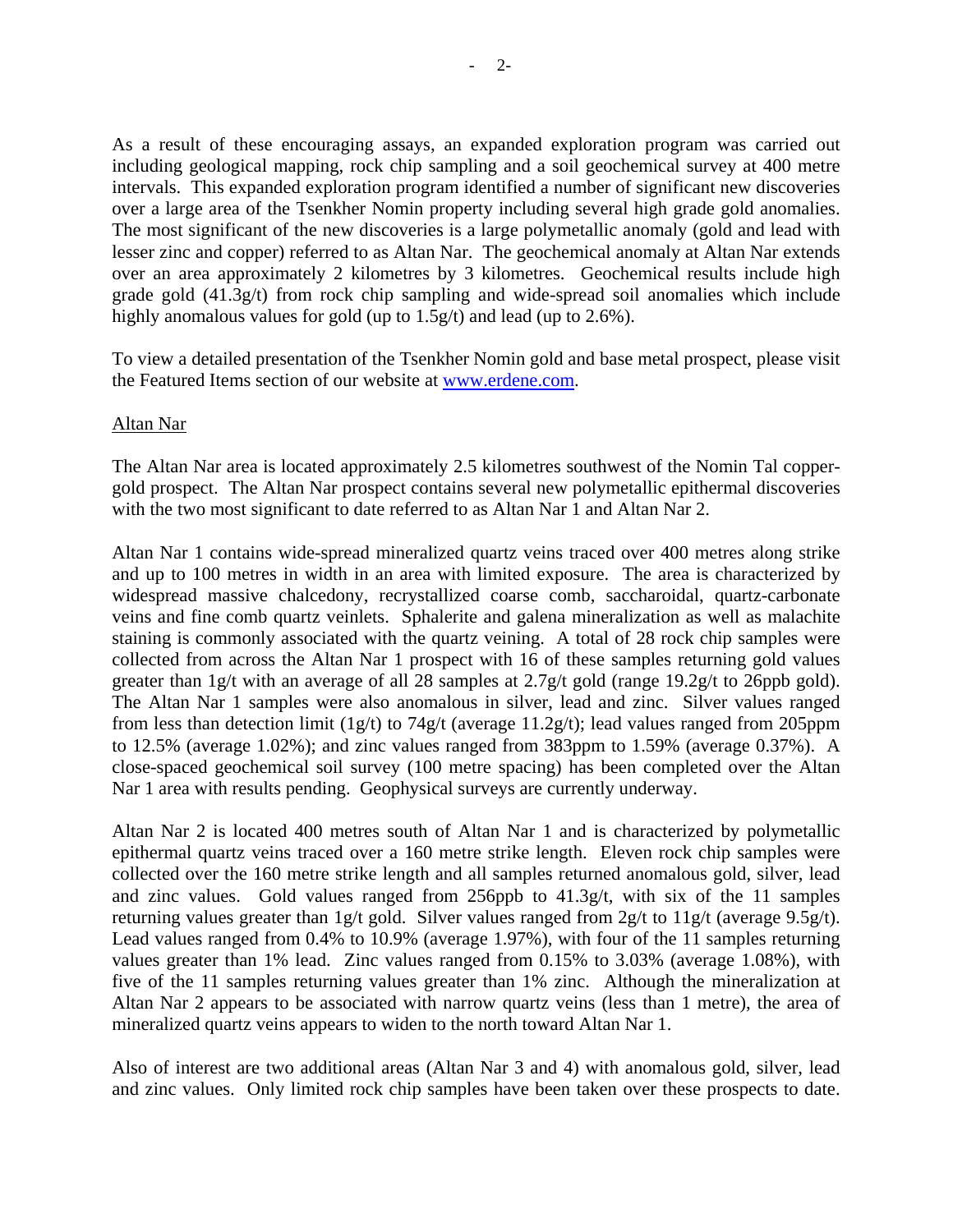As a result of these encouraging assays, an expanded exploration program was carried out including geological mapping, rock chip sampling and a soil geochemical survey at 400 metre intervals. This expanded exploration program identified a number of significant new discoveries over a large area of the Tsenkher Nomin property including several high grade gold anomalies. The most significant of the new discoveries is a large polymetallic anomaly (gold and lead with lesser zinc and copper) referred to as Altan Nar. The geochemical anomaly at Altan Nar extends over an area approximately 2 kilometres by 3 kilometres. Geochemical results include high grade gold (41.3g/t) from rock chip sampling and wide-spread soil anomalies which include highly anomalous values for gold (up to 1.5g/t) and lead (up to 2.6%).

To view a detailed presentation of the Tsenkher Nomin gold and base metal prospect, please visit the Featured Items section of our website at [www.erdene.com](www.erdene.com).

## Altan Nar

The Altan Nar area is located approximately 2.5 kilometres southwest of the Nomin Tal copper-gold prospect. The Altan Nar prospect contains several new polymetallic epithermal discoveries with the two most significant to date referred to as Altan Nar 1 and Altan Nar 2.

Altan Nar 1 contains wide-spread mineralized quartz veins traced over 400 metres along strike and up to 100 metres in width in an area with limited exposure. The area is characterized by widespread massive chalcedony, recrystallized coarse comb, saccharoidal, quartz-carbonate veins and fine comb quartz veinlets. Sphalerite and galena mineralization as well as malachite staining is commonly associated with the quartz veining. A total of 28 rock chip samples were collected from across the Altan Nar 1 prospect with 16 of these samples returning gold values greater than 1g/t with an average of all 28 samples at 2.7g/t gold (range 19.2g/t to 26ppb gold). The Altan Nar 1 samples were also anomalous in silver, lead and zinc. Silver values ranged from less than detection limit (1g/t) to 74g/t (average 11.2g/t); lead values ranged from 205ppm to 12.5% (average 1.02%); and zinc values ranged from 383ppm to 1.59% (average 0.37%). A close-spaced geochemical soil survey (100 metre spacing) has been completed over the Altan Nar 1 area with results pending. Geophysical surveys are currently underway.

Altan Nar 2 is located 400 metres south of Altan Nar 1 and is characterized by polymetallic epithermal quartz veins traced over a 160 metre strike length. Eleven rock chip samples were collected over the 160 metre strike length and all samples returned anomalous gold, silver, lead and zinc values. Gold values ranged from 256ppb to 41.3g/t, with six of the 11 samples returning values greater than 1g/t gold. Silver values ranged from 2g/t to 11g/t (average 9.5g/t). Lead values ranged from 0.4% to 10.9% (average 1.97%), with four of the 11 samples returning values greater than 1% lead. Zinc values ranged from 0.15% to 3.03% (average 1.08%), with five of the 11 samples returning values greater than 1% zinc. Although the mineralization at Altan Nar 2 appears to be associated with narrow quartz veins (less than 1 metre), the area of mineralized quartz veins appears to widen to the north toward Altan Nar 1.

Also of interest are two additional areas (Altan Nar 3 and 4) with anomalous gold, silver, lead and zinc values. Only limited rock chip samples have been taken over these prospects to date.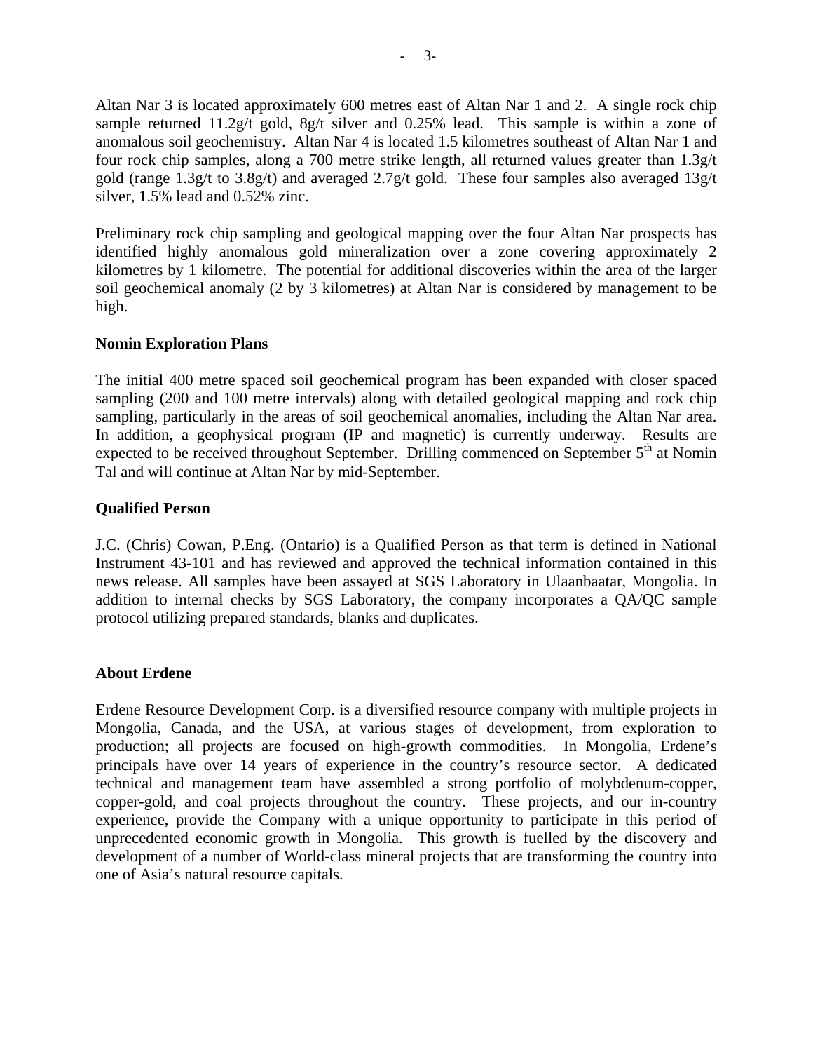Altan Nar 3 is located approximately 600 metres east of Altan Nar 1 and 2. A single rock chip sample returned 11.2g/t gold, 8g/t silver and 0.25% lead. This sample is within a zone of anomalous soil geochemistry. Altan Nar 4 is located 1.5 kilometres southeast of Altan Nar 1 and four rock chip samples, along a 700 metre strike length, all returned values greater than 1.3g/t gold (range 1.3g/t to 3.8g/t) and averaged 2.7g/t gold. These four samples also averaged 13g/t silver, 1.5% lead and 0.52% zinc.

Preliminary rock chip sampling and geological mapping over the four Altan Nar prospects has identified highly anomalous gold mineralization over a zone covering approximately 2 kilometres by 1 kilometre. The potential for additional discoveries within the area of the larger soil geochemical anomaly (2 by 3 kilometres) at Altan Nar is considered by management to be high.

**Nomin Exploration Plans**

The initial 400 metre spaced soil geochemical program has been expanded with closer spaced sampling (200 and 100 metre intervals) along with detailed geological mapping and rock chip sampling, particularly in the areas of soil geochemical anomalies, including the Altan Nar area. In addition, a geophysical program (IP and magnetic) is currently underway. Results are expected to be received throughout September. Drilling commenced on September 5th at Nomin Tal and will continue at Altan Nar by mid-September.

**Qualified Person**

J.C. (Chris) Cowan, P.Eng. (Ontario) is a Qualified Person as that term is defined in National Instrument 43-101 and has reviewed and approved the technical information contained in this news release. All samples have been assayed at SGS Laboratory in Ulaanbaatar, Mongolia. In addition to internal checks by SGS Laboratory, the company incorporates a QA/QC sample protocol utilizing prepared standards, blanks and duplicates.

**About Erdene**

Erdene Resource Development Corp. is a diversified resource company with multiple projects in Mongolia, Canada, and the USA, at various stages of development, from exploration to production; all projects are focused on high-growth commodities. In Mongolia, Erdene's principals have over 14 years of experience in the country's resource sector. A dedicated technical and management team have assembled a strong portfolio of molybdenum-copper, copper-gold, and coal projects throughout the country. These projects, and our in-country experience, provide the Company with a unique opportunity to participate in this period of unprecedented economic growth in Mongolia. This growth is fuelled by the discovery and development of a number of World-class mineral projects that are transforming the country into one of Asia's natural resource capitals.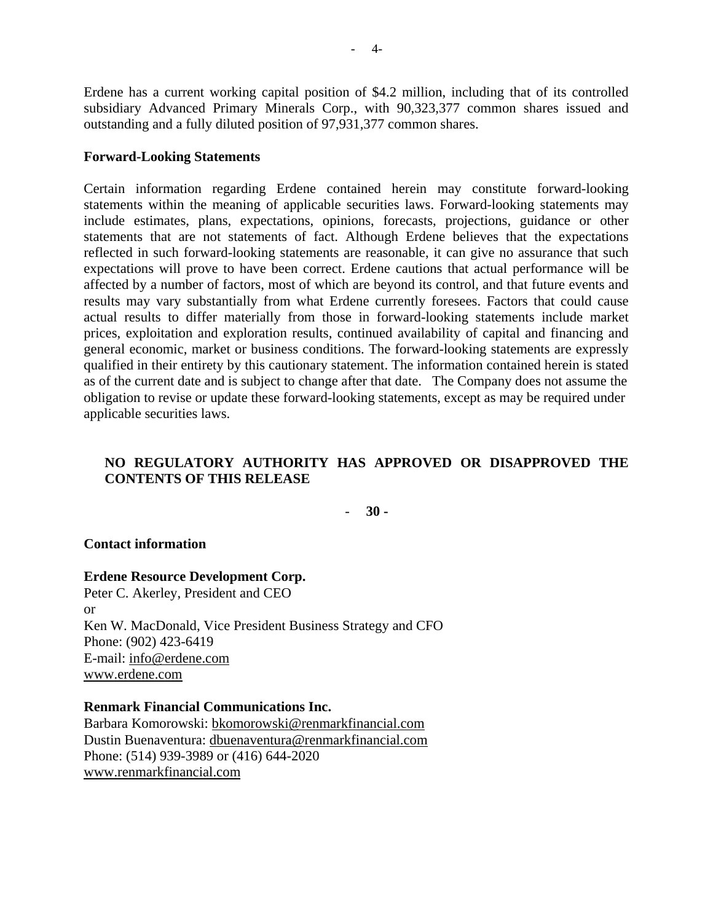Erdene has a current working capital position of $4.2 million, including that of its controlled subsidiary Advanced Primary Minerals Corp., with 90,323,377 common shares issued and outstanding and a fully diluted position of 97,931,377 common shares.

**Forward-Looking Statements**

Certain information regarding Erdene contained herein may constitute forward-looking statements within the meaning of applicable securities laws. Forward-looking statements may include estimates, plans, expectations, opinions, forecasts, projections, guidance or other statements that are not statements of fact. Although Erdene believes that the expectations reflected in such forward-looking statements are reasonable, it can give no assurance that such expectations will prove to have been correct. Erdene cautions that actual performance will be affected by a number of factors, most of which are beyond its control, and that future events and results may vary substantially from what Erdene currently foresees. Factors that could cause actual results to differ materially from those in forward-looking statements include market prices, exploitation and exploration results, continued availability of capital and financing and general economic, market or business conditions. The forward-looking statements are expressly qualified in their entirety by this cautionary statement. The information contained herein is stated as of the current date and is subject to change after that date. The Company does not assume the obligation to revise or update these forward-looking statements, except as may be required under applicable securities laws.

**NO REGULATORY AUTHORITY HAS APPROVED OR DISAPPROVED THE CONTENTS OF THIS RELEASE**

**- 30 -**

**Contact information**

**Erdene Resource Development Corp.**
Peter C. Akerley, President and CEO
or
Ken W. MacDonald, Vice President Business Strategy and CFO
Phone: (902) 423-6419
E-mail: info@erdene.com
www.erdene.com

**Renmark Financial Communications Inc.**
Barbara Komorowski: bkomorowski@renmarkfinancial.com
Dustin Buenaventura: dbuenaventura@renmarkfinancial.com
Phone: (514) 939-3989 or (416) 644-2020
www.renmarkfinancial.com